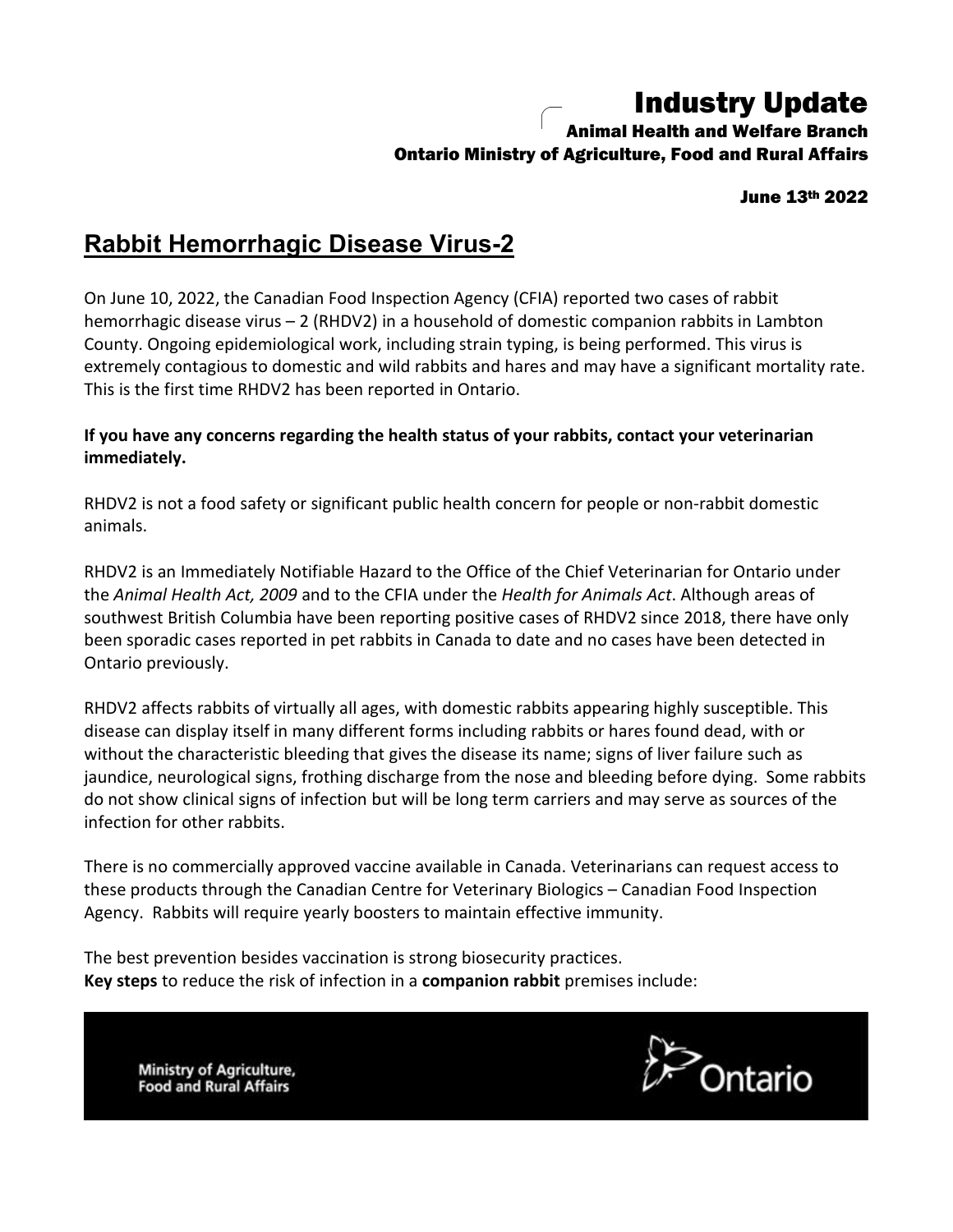# Industry Update

**Animal Health and Welfare Branch**
**Ontario Ministry of Agriculture, Food and Rural Affairs**

**June 13th 2022**

## Rabbit Hemorrhagic Disease Virus-2

On June 10, 2022, the Canadian Food Inspection Agency (CFIA) reported two cases of rabbit hemorrhagic disease virus – 2 (RHDV2) in a household of domestic companion rabbits in Lambton County. Ongoing epidemiological work, including strain typing, is being performed. This virus is extremely contagious to domestic and wild rabbits and hares and may have a significant mortality rate. This is the first time RHDV2 has been reported in Ontario.

**If you have any concerns regarding the health status of your rabbits, contact your veterinarian immediately.**

RHDV2 is not a food safety or significant public health concern for people or non-rabbit domestic animals.

RHDV2 is an Immediately Notifiable Hazard to the Office of the Chief Veterinarian for Ontario under the *Animal Health Act, 2009* and to the CFIA under the *Health for Animals Act*. Although areas of southwest British Columbia have been reporting positive cases of RHDV2 since 2018, there have only been sporadic cases reported in pet rabbits in Canada to date and no cases have been detected in Ontario previously.

RHDV2 affects rabbits of virtually all ages, with domestic rabbits appearing highly susceptible. This disease can display itself in many different forms including rabbits or hares found dead, with or without the characteristic bleeding that gives the disease its name; signs of liver failure such as jaundice, neurological signs, frothing discharge from the nose and bleeding before dying. Some rabbits do not show clinical signs of infection but will be long term carriers and may serve as sources of the infection for other rabbits.

There is no commercially approved vaccine available in Canada. Veterinarians can request access to these products through the Canadian Centre for Veterinary Biologics – Canadian Food Inspection Agency. Rabbits will require yearly boosters to maintain effective immunity.

The best prevention besides vaccination is strong biosecurity practices.
**Key steps** to reduce the risk of infection in a **companion rabbit** premises include: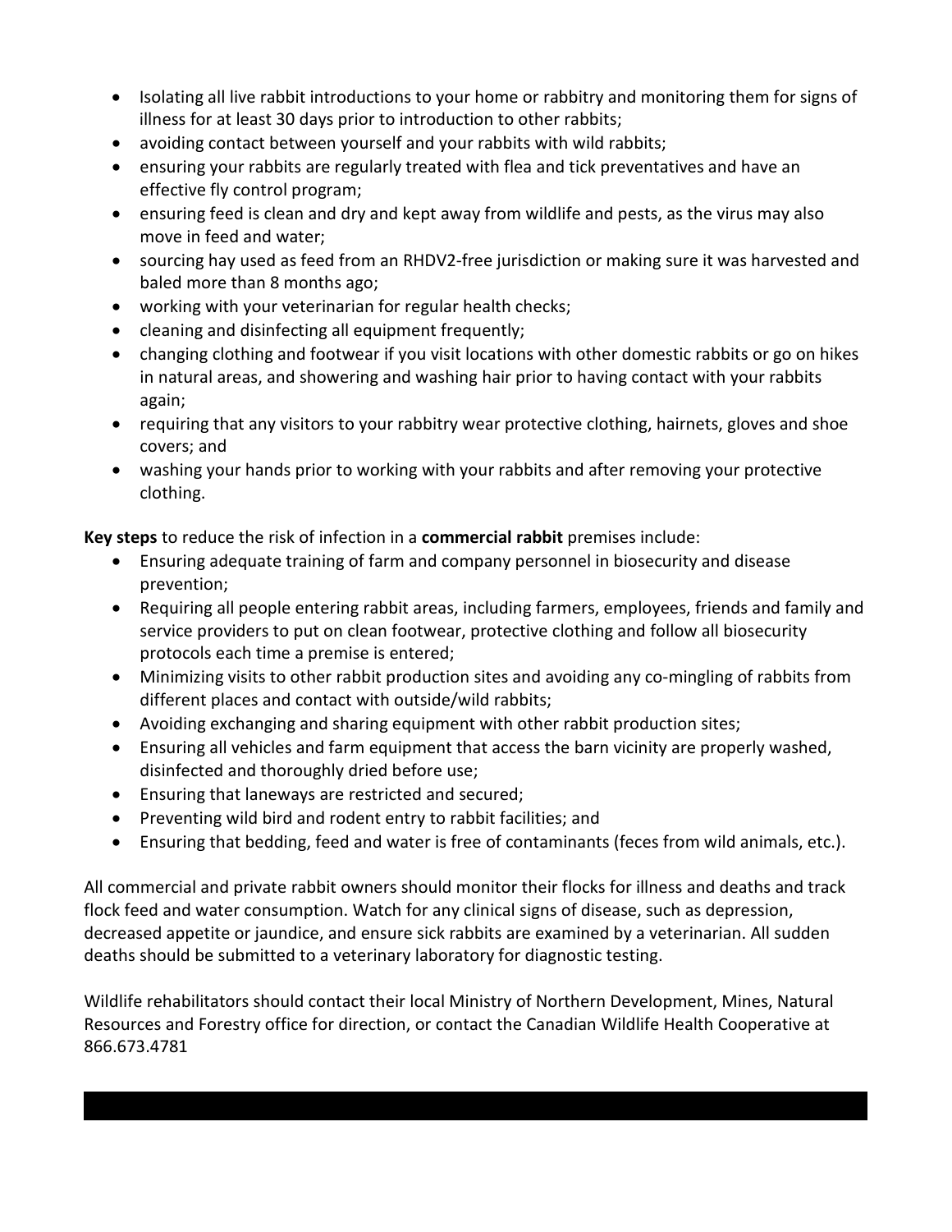- Isolating all live rabbit introductions to your home or rabbitry and monitoring them for signs of illness for at least 30 days prior to introduction to other rabbits;
- avoiding contact between yourself and your rabbits with wild rabbits;
- ensuring your rabbits are regularly treated with flea and tick preventatives and have an effective fly control program;
- ensuring feed is clean and dry and kept away from wildlife and pests, as the virus may also move in feed and water;
- sourcing hay used as feed from an RHDV2-free jurisdiction or making sure it was harvested and baled more than 8 months ago;
- working with your veterinarian for regular health checks;
- cleaning and disinfecting all equipment frequently;
- changing clothing and footwear if you visit locations with other domestic rabbits or go on hikes in natural areas, and showering and washing hair prior to having contact with your rabbits again;
- requiring that any visitors to your rabbitry wear protective clothing, hairnets, gloves and shoe covers; and
- washing your hands prior to working with your rabbits and after removing your protective clothing.

**Key steps** to reduce the risk of infection in a **commercial rabbit** premises include:

- Ensuring adequate training of farm and company personnel in biosecurity and disease prevention;
- Requiring all people entering rabbit areas, including farmers, employees, friends and family and service providers to put on clean footwear, protective clothing and follow all biosecurity protocols each time a premise is entered;
- Minimizing visits to other rabbit production sites and avoiding any co-mingling of rabbits from different places and contact with outside/wild rabbits;
- Avoiding exchanging and sharing equipment with other rabbit production sites;
- Ensuring all vehicles and farm equipment that access the barn vicinity are properly washed, disinfected and thoroughly dried before use;
- Ensuring that laneways are restricted and secured;
- Preventing wild bird and rodent entry to rabbit facilities; and
- Ensuring that bedding, feed and water is free of contaminants (feces from wild animals, etc.).

All commercial and private rabbit owners should monitor their flocks for illness and deaths and track flock feed and water consumption. Watch for any clinical signs of disease, such as depression, decreased appetite or jaundice, and ensure sick rabbits are examined by a veterinarian. All sudden deaths should be submitted to a veterinary laboratory for diagnostic testing.

Wildlife rehabilitators should contact their local Ministry of Northern Development, Mines, Natural Resources and Forestry office for direction, or contact the Canadian Wildlife Health Cooperative at 866.673.4781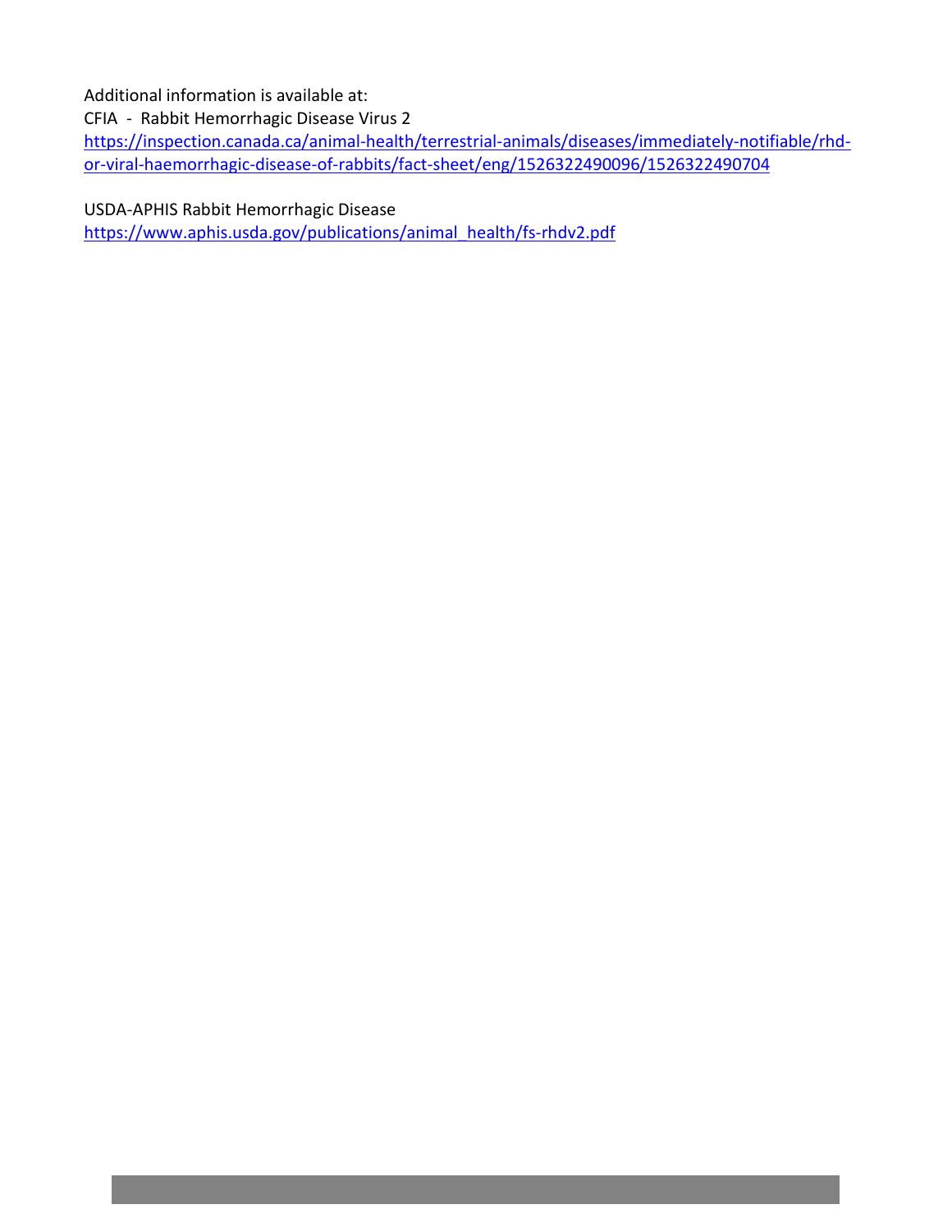Additional information is available at:

CFIA - Rabbit Hemorrhagic Disease Virus 2
[https://inspection.canada.ca/animal-health/terrestrial-animals/diseases/immediately-notifiable/rhd-or-viral-haemorrhagic-disease-of-rabbits/fact-sheet/eng/1526322490096/1526322490704](https://inspection.canada.ca/animal-health/terrestrial-animals/diseases/immediately-notifiable/rhd-or-viral-haemorrhagic-disease-of-rabbits/fact-sheet/eng/1526322490096/1526322490704)

USDA-APHIS Rabbit Hemorrhagic Disease
[https://www.aphis.usda.gov/publications/animal_health/fs-rhdv2.pdf](https://www.aphis.usda.gov/publications/animal_health/fs-rhdv2.pdf)